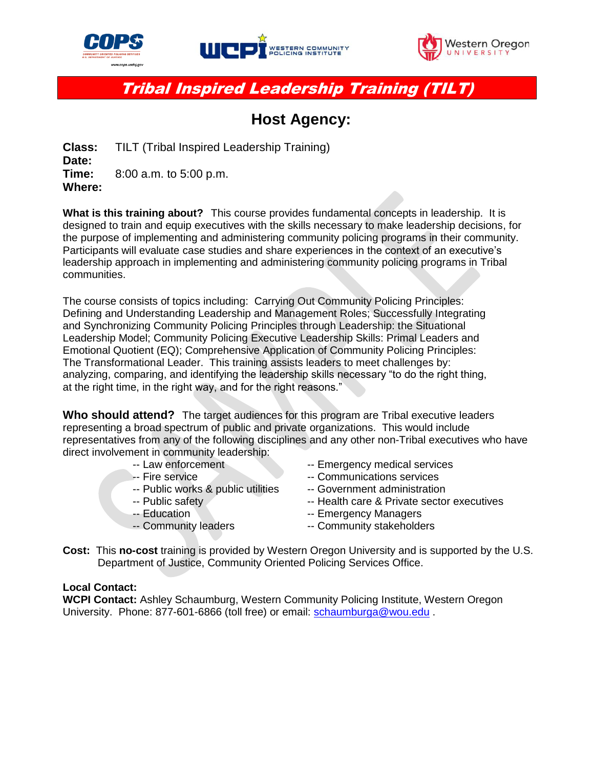# Tribal Inspired Leadership Training (TILT)

## Host Agency:

**Class:** TILT (Tribal Inspired Leadership Training)
**Date:**
**Time:** 8:00 a.m. to 5:00 p.m.
**Where:**

**What is this training about?** This course provides fundamental concepts in leadership. It is designed to train and equip executives with the skills necessary to make leadership decisions, for the purpose of implementing and administering community policing programs in their community. Participants will evaluate case studies and share experiences in the context of an executive's leadership approach in implementing and administering community policing programs in Tribal communities.

The course consists of topics including: Carrying Out Community Policing Principles: Defining and Understanding Leadership and Management Roles; Successfully Integrating and Synchronizing Community Policing Principles through Leadership: the Situational Leadership Model; Community Policing Executive Leadership Skills: Primal Leaders and Emotional Quotient (EQ); Comprehensive Application of Community Policing Principles: The Transformational Leader. This training assists leaders to meet challenges by: analyzing, comparing, and identifying the leadership skills necessary "to do the right thing, at the right time, in the right way, and for the right reasons."

**Who should attend?** The target audiences for this program are Tribal executive leaders representing a broad spectrum of public and private organizations. This would include representatives from any of the following disciplines and any other non-Tribal executives who have direct involvement in community leadership:

- -- Law enforcement
- -- Fire service
- -- Public works & public utilities
- -- Public safety
- -- Education
- -- Community leaders
- -- Emergency medical services
- -- Communications services
- -- Government administration
- -- Health care & Private sector executives
- -- Emergency Managers
- -- Community stakeholders

**Cost:** This **no-cost** training is provided by Western Oregon University and is supported by the U.S. Department of Justice, Community Oriented Policing Services Office.

**Local Contact:**
**WCPI Contact:** Ashley Schaumburg, Western Community Policing Institute, Western Oregon University. Phone: 877-601-6866 (toll free) or email: schaumburga@wou.edu .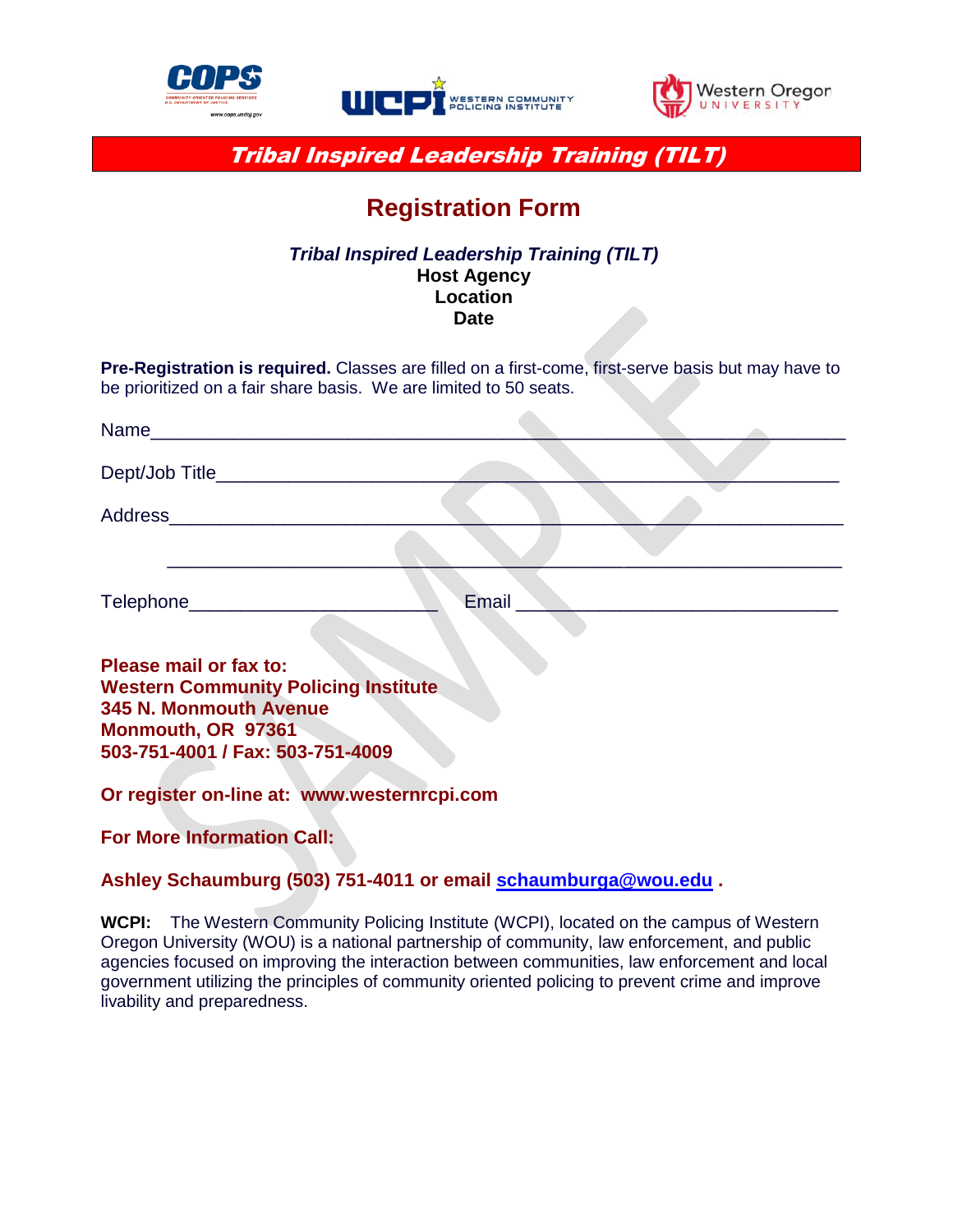**Tribal Inspired Leadership Training (TILT)**

# Registration Form

***Tribal Inspired Leadership Training (TILT)***
**Host Agency**
**Location**
**Date**

**Pre-Registration is required.** Classes are filled on a first-come, first-serve basis but may have to be prioritized on a fair share basis. We are limited to 50 seats.

Name_______________________________________________________________

Dept/Job Title_______________________________________________________

Address_____________________________________________________________

____________________________________________________________________

Telephone________________________ Email ______________________________

**Please mail or fax to:**
**Western Community Policing Institute**
**345 N. Monmouth Avenue**
**Monmouth, OR 97361**
**503-751-4001 / Fax: 503-751-4009**

**Or register on-line at: www.westernrcpi.com**

**For More Information Call:**

**Ashley Schaumburg (503) 751-4011 or email schaumburga@wou.edu .**

**WCPI:** The Western Community Policing Institute (WCPI), located on the campus of Western Oregon University (WOU) is a national partnership of community, law enforcement, and public agencies focused on improving the interaction between communities, law enforcement and local government utilizing the principles of community oriented policing to prevent crime and improve livability and preparedness.